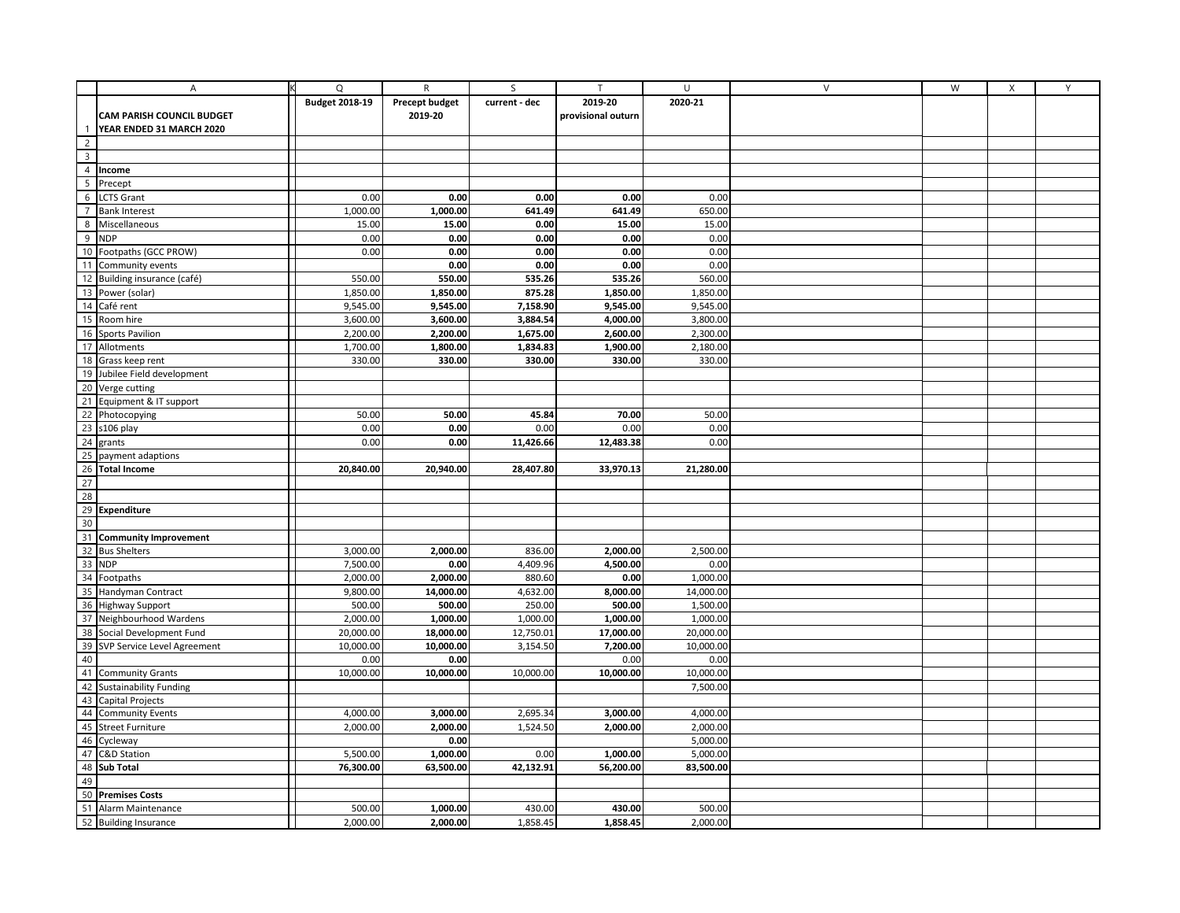| | A | Q | R | S | T | U | V | W | X | Y |
|---|---|---|---|---|---|---|---|---|---|---|
| 1 | **CAM PARISH COUNCIL BUDGET YEAR ENDED 31 MARCH 2020** | **Budget 2018-19** | **Precept budget 2019-20** | **current - dec** | **2019-20 provisional outurn** | **2020-21** | | | | |
| 2 | | | | | | | | | | |
| 3 | | | | | | | | | | |
| 4 | **Income** | | | | | | | | | |
| 5 | Precept | | | | | | | | | |
| 6 | LCTS Grant | 0.00 | **0.00** | **0.00** | **0.00** | 0.00 | | | | |
| 7 | Bank Interest | 1,000.00 | **1,000.00** | **641.49** | **641.49** | 650.00 | | | | |
| 8 | Miscellaneous | 15.00 | **15.00** | **0.00** | **15.00** | 15.00 | | | | |
| 9 | NDP | 0.00 | **0.00** | **0.00** | **0.00** | 0.00 | | | | |
| 10 | Footpaths (GCC PROW) | 0.00 | **0.00** | **0.00** | **0.00** | 0.00 | | | | |
| 11 | Community events | | **0.00** | **0.00** | **0.00** | 0.00 | | | | |
| 12 | Building insurance (café) | 550.00 | **550.00** | **535.26** | **535.26** | 560.00 | | | | |
| 13 | Power (solar) | 1,850.00 | **1,850.00** | **875.28** | **1,850.00** | 1,850.00 | | | | |
| 14 | Café rent | 9,545.00 | **9,545.00** | **7,158.90** | **9,545.00** | 9,545.00 | | | | |
| 15 | Room hire | 3,600.00 | **3,600.00** | **3,884.54** | **4,000.00** | 3,800.00 | | | | |
| 16 | Sports Pavilion | 2,200.00 | **2,200.00** | **1,675.00** | **2,600.00** | 2,300.00 | | | | |
| 17 | Allotments | 1,700.00 | **1,800.00** | **1,834.83** | **1,900.00** | 2,180.00 | | | | |
| 18 | Grass keep rent | 330.00 | **330.00** | **330.00** | **330.00** | 330.00 | | | | |
| 19 | Jubilee Field development | | | | | | | | | |
| 20 | Verge cutting | | | | | | | | | |
| 21 | Equipment & IT support | | | | | | | | | |
| 22 | Photocopying | 50.00 | **50.00** | **45.84** | **70.00** | 50.00 | | | | |
| 23 | s106 play | 0.00 | **0.00** | 0.00 | 0.00 | 0.00 | | | | |
| 24 | grants | 0.00 | **0.00** | **11,426.66** | **12,483.38** | 0.00 | | | | |
| 25 | payment adaptions | | | | | | | | | |
| 26 | **Total Income** | **20,840.00** | **20,940.00** | **28,407.80** | **33,970.13** | **21,280.00** | | | | |
| 27 | | | | | | | | | | |
| 28 | | | | | | | | | | |
| 29 | **Expenditure** | | | | | | | | | |
| 30 | | | | | | | | | | |
| 31 | **Community Improvement** | | | | | | | | | |
| 32 | Bus Shelters | 3,000.00 | **2,000.00** | 836.00 | **2,000.00** | 2,500.00 | | | | |
| 33 | NDP | 7,500.00 | **0.00** | 4,409.96 | **4,500.00** | 0.00 | | | | |
| 34 | Footpaths | 2,000.00 | **2,000.00** | 880.60 | **0.00** | 1,000.00 | | | | |
| 35 | Handyman Contract | 9,800.00 | **14,000.00** | 4,632.00 | **8,000.00** | 14,000.00 | | | | |
| 36 | Highway Support | 500.00 | **500.00** | 250.00 | **500.00** | 1,500.00 | | | | |
| 37 | Neighbourhood Wardens | 2,000.00 | **1,000.00** | 1,000.00 | **1,000.00** | 1,000.00 | | | | |
| 38 | Social Development Fund | 20,000.00 | **18,000.00** | 12,750.01 | **17,000.00** | 20,000.00 | | | | |
| 39 | SVP Service Level Agreement | 10,000.00 | **10,000.00** | 3,154.50 | **7,200.00** | 10,000.00 | | | | |
| 40 | | 0.00 | **0.00** | | 0.00 | 0.00 | | | | |
| 41 | Community Grants | 10,000.00 | **10,000.00** | 10,000.00 | **10,000.00** | 10,000.00 | | | | |
| 42 | Sustainability Funding | | | | | 7,500.00 | | | | |
| 43 | Capital Projects | | | | | | | | | |
| 44 | Community Events | 4,000.00 | **3,000.00** | 2,695.34 | **3,000.00** | 4,000.00 | | | | |
| 45 | Street Furniture | 2,000.00 | **2,000.00** | 1,524.50 | **2,000.00** | 2,000.00 | | | | |
| 46 | Cycleway | | **0.00** | | | 5,000.00 | | | | |
| 47 | C&D Station | 5,500.00 | **1,000.00** | 0.00 | **1,000.00** | 5,000.00 | | | | |
| 48 | **Sub Total** | **76,300.00** | **63,500.00** | **42,132.91** | **56,200.00** | **83,500.00** | | | | |
| 49 | | | | | | | | | | |
| 50 | **Premises Costs** | | | | | | | | | |
| 51 | Alarm Maintenance | 500.00 | **1,000.00** | 430.00 | **430.00** | 500.00 | | | | |
| 52 | Building Insurance | 2,000.00 | **2,000.00** | 1,858.45 | **1,858.45** | 2,000.00 | | | | |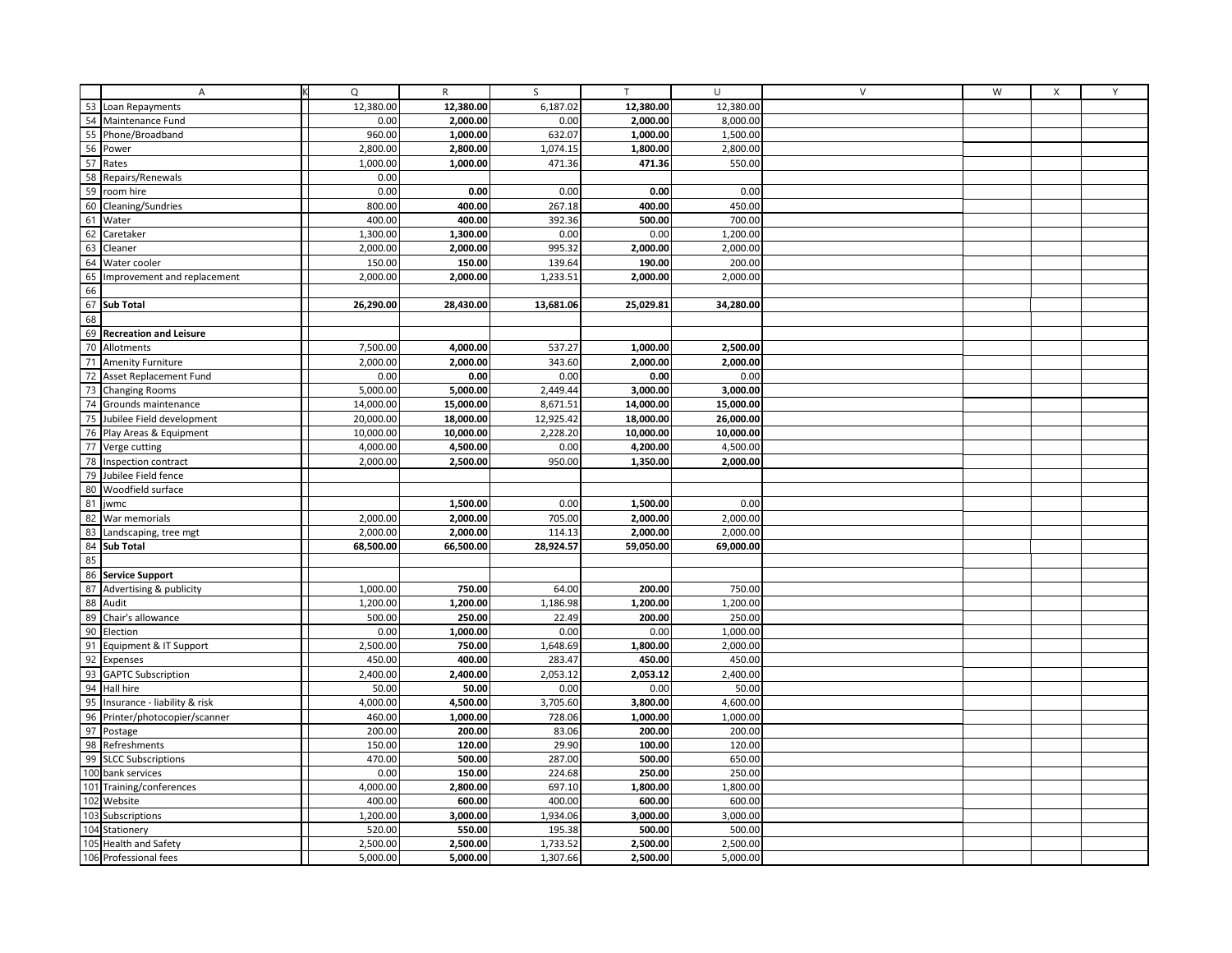| | A | K | Q | R | S | T | U | V | W | X | Y |
|---|---|---|---|---|---|---|---|---|---|---|---|
| 53 | Loan Repayments | | 12,380.00 | **12,380.00** | 6,187.02 | **12,380.00** | 12,380.00 | | | | |
| 54 | Maintenance Fund | | 0.00 | **2,000.00** | 0.00 | **2,000.00** | 8,000.00 | | | | |
| 55 | Phone/Broadband | | 960.00 | **1,000.00** | 632.07 | **1,000.00** | 1,500.00 | | | | |
| 56 | Power | | 2,800.00 | **2,800.00** | 1,074.15 | **1,800.00** | 2,800.00 | | | | |
| 57 | Rates | | 1,000.00 | **1,000.00** | 471.36 | **471.36** | 550.00 | | | | |
| 58 | Repairs/Renewals | | 0.00 | | | | | | | | |
| 59 | room hire | | 0.00 | **0.00** | 0.00 | **0.00** | 0.00 | | | | |
| 60 | Cleaning/Sundries | | 800.00 | **400.00** | 267.18 | **400.00** | 450.00 | | | | |
| 61 | Water | | 400.00 | **400.00** | 392.36 | **500.00** | 700.00 | | | | |
| 62 | Caretaker | | 1,300.00 | **1,300.00** | 0.00 | 0.00 | 1,200.00 | | | | |
| 63 | Cleaner | | 2,000.00 | **2,000.00** | 995.32 | **2,000.00** | 2,000.00 | | | | |
| 64 | Water cooler | | 150.00 | **150.00** | 139.64 | **190.00** | 200.00 | | | | |
| 65 | Improvement and replacement | | 2,000.00 | **2,000.00** | 1,233.51 | **2,000.00** | 2,000.00 | | | | |
| 66 | | | | | | | | | | | |
| 67 | **Sub Total** | | **26,290.00** | **28,430.00** | **13,681.06** | **25,029.81** | **34,280.00** | | | | |
| 68 | | | | | | | | | | | |
| 69 | **Recreation and Leisure** | | | | | | | | | | |
| 70 | Allotments | | 7,500.00 | **4,000.00** | 537.27 | **1,000.00** | **2,500.00** | | | | |
| 71 | Amenity Furniture | | 2,000.00 | **2,000.00** | 343.60 | **2,000.00** | **2,000.00** | | | | |
| 72 | Asset Replacement Fund | | 0.00 | **0.00** | 0.00 | **0.00** | 0.00 | | | | |
| 73 | Changing Rooms | | 5,000.00 | **5,000.00** | 2,449.44 | **3,000.00** | **3,000.00** | | | | |
| 74 | Grounds maintenance | | 14,000.00 | **15,000.00** | 8,671.51 | **14,000.00** | **15,000.00** | | | | |
| 75 | Jubilee Field development | | 20,000.00 | **18,000.00** | 12,925.42 | **18,000.00** | **26,000.00** | | | | |
| 76 | Play Areas & Equipment | | 10,000.00 | **10,000.00** | 2,228.20 | **10,000.00** | **10,000.00** | | | | |
| 77 | Verge cutting | | 4,000.00 | **4,500.00** | 0.00 | **4,200.00** | 4,500.00 | | | | |
| 78 | Inspection contract | | 2,000.00 | **2,500.00** | 950.00 | **1,350.00** | **2,000.00** | | | | |
| 79 | Jubilee Field fence | | | | | | | | | | |
| 80 | Woodfield surface | | | | | | | | | | |
| 81 | jwmc | | | **1,500.00** | 0.00 | **1,500.00** | 0.00 | | | | |
| 82 | War memorials | | 2,000.00 | **2,000.00** | 705.00 | **2,000.00** | 2,000.00 | | | | |
| 83 | Landscaping, tree mgt | | 2,000.00 | **2,000.00** | 114.13 | **2,000.00** | 2,000.00 | | | | |
| 84 | **Sub Total** | | **68,500.00** | **66,500.00** | **28,924.57** | **59,050.00** | **69,000.00** | | | | |
| 85 | | | | | | | | | | | |
| 86 | **Service Support** | | | | | | | | | | |
| 87 | Advertising & publicity | | 1,000.00 | **750.00** | 64.00 | **200.00** | 750.00 | | | | |
| 88 | Audit | | 1,200.00 | **1,200.00** | 1,186.98 | **1,200.00** | 1,200.00 | | | | |
| 89 | Chair's allowance | | 500.00 | **250.00** | 22.49 | **200.00** | 250.00 | | | | |
| 90 | Election | | 0.00 | **1,000.00** | 0.00 | 0.00 | 1,000.00 | | | | |
| 91 | Equipment & IT Support | | 2,500.00 | **750.00** | 1,648.69 | **1,800.00** | 2,000.00 | | | | |
| 92 | Expenses | | 450.00 | **400.00** | 283.47 | **450.00** | 450.00 | | | | |
| 93 | GAPTC Subscription | | 2,400.00 | **2,400.00** | 2,053.12 | **2,053.12** | 2,400.00 | | | | |
| 94 | Hall hire | | 50.00 | **50.00** | 0.00 | 0.00 | 50.00 | | | | |
| 95 | Insurance - liability & risk | | 4,000.00 | **4,500.00** | 3,705.60 | **3,800.00** | 4,600.00 | | | | |
| 96 | Printer/photocopier/scanner | | 460.00 | **1,000.00** | 728.06 | **1,000.00** | 1,000.00 | | | | |
| 97 | Postage | | 200.00 | **200.00** | 83.06 | **200.00** | 200.00 | | | | |
| 98 | Refreshments | | 150.00 | **120.00** | 29.90 | **100.00** | 120.00 | | | | |
| 99 | SLCC Subscriptions | | 470.00 | **500.00** | 287.00 | **500.00** | 650.00 | | | | |
| 100 | bank services | | 0.00 | **150.00** | 224.68 | **250.00** | 250.00 | | | | |
| 101 | Training/conferences | | 4,000.00 | **2,800.00** | 697.10 | **1,800.00** | 1,800.00 | | | | |
| 102 | Website | | 400.00 | **600.00** | 400.00 | **600.00** | 600.00 | | | | |
| 103 | Subscriptions | | 1,200.00 | **3,000.00** | 1,934.06 | **3,000.00** | 3,000.00 | | | | |
| 104 | Stationery | | 520.00 | **550.00** | 195.38 | **500.00** | 500.00 | | | | |
| 105 | Health and Safety | | 2,500.00 | **2,500.00** | 1,733.52 | **2,500.00** | 2,500.00 | | | | |
| 106 | Professional fees | | 5,000.00 | **5,000.00** | 1,307.66 | **2,500.00** | 5,000.00 | | | | |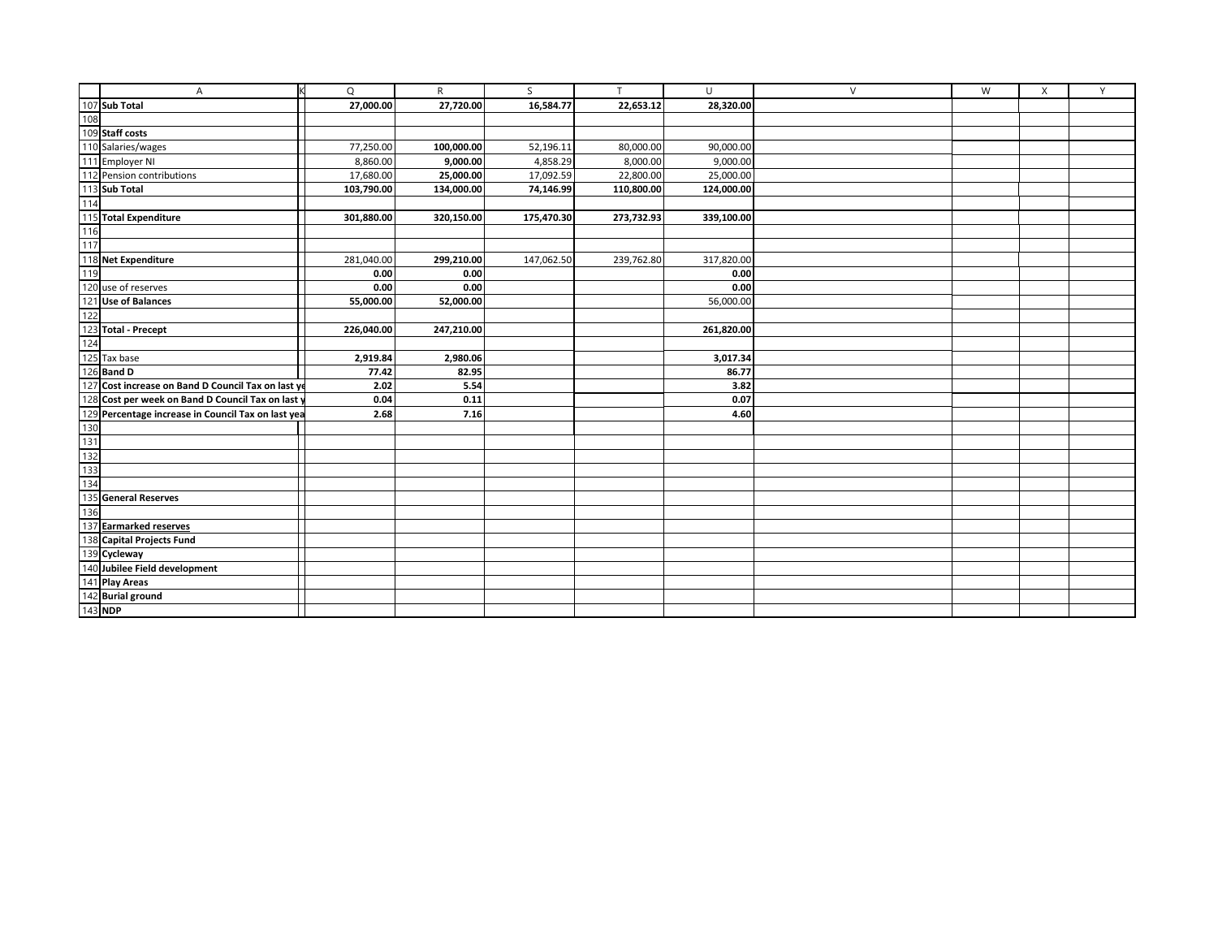| | A | K | Q | R | S | T | U | V | W | X | Y |
|---|---|---|---|---|---|---|---|---|---|---|---|
| 107 | **Sub Total** | | **27,000.00** | **27,720.00** | **16,584.77** | **22,653.12** | **28,320.00** | | | | |
| 108 | | | | | | | | | | | |
| 109 | **Staff costs** | | | | | | | | | | |
| 110 | Salaries/wages | | 77,250.00 | **100,000.00** | 52,196.11 | 80,000.00 | 90,000.00 | | | | |
| 111 | Employer NI | | 8,860.00 | **9,000.00** | 4,858.29 | 8,000.00 | 9,000.00 | | | | |
| 112 | Pension contributions | | 17,680.00 | **25,000.00** | 17,092.59 | 22,800.00 | 25,000.00 | | | | |
| 113 | **Sub Total** | | **103,790.00** | **134,000.00** | **74,146.99** | **110,800.00** | **124,000.00** | | | | |
| 114 | | | | | | | | | | | |
| 115 | **Total Expenditure** | | **301,880.00** | **320,150.00** | **175,470.30** | **273,732.93** | **339,100.00** | | | | |
| 116 | | | | | | | | | | | |
| 117 | | | | | | | | | | | |
| 118 | **Net Expenditure** | | 281,040.00 | **299,210.00** | 147,062.50 | 239,762.80 | 317,820.00 | | | | |
| 119 | | | **0.00** | **0.00** | | | **0.00** | | | | |
| 120 | use of reserves | | **0.00** | **0.00** | | | **0.00** | | | | |
| 121 | **Use of Balances** | | **55,000.00** | **52,000.00** | | | 56,000.00 | | | | |
| 122 | | | | | | | | | | | |
| 123 | **Total - Precept** | | **226,040.00** | **247,210.00** | | | **261,820.00** | | | | |
| 124 | | | | | | | | | | | |
| 125 | Tax base | | **2,919.84** | **2,980.06** | | | **3,017.34** | | | | |
| 126 | **Band D** | | **77.42** | **82.95** | | | **86.77** | | | | |
| 127 | **Cost increase on Band D Council Tax on last ye** | | **2.02** | **5.54** | | | **3.82** | | | | |
| 128 | **Cost per week on Band D Council Tax on last y** | | **0.04** | **0.11** | | | **0.07** | | | | |
| 129 | **Percentage increase in Council Tax on last yea** | | **2.68** | **7.16** | | | **4.60** | | | | |
| 130 | | | | | | | | | | | |
| 131 | | | | | | | | | | | |
| 132 | | | | | | | | | | | |
| 133 | | | | | | | | | | | |
| 134 | | | | | | | | | | | |
| 135 | **General Reserves** | | | | | | | | | | |
| 136 | | | | | | | | | | | |
| 137 | **Earmarked reserves** | | | | | | | | | | |
| 138 | **Capital Projects Fund** | | | | | | | | | | |
| 139 | **Cycleway** | | | | | | | | | | |
| 140 | **Jubilee Field development** | | | | | | | | | | |
| 141 | **Play Areas** | | | | | | | | | | |
| 142 | **Burial ground** | | | | | | | | | | |
| 143 | **NDP** | | | | | | | | | | |